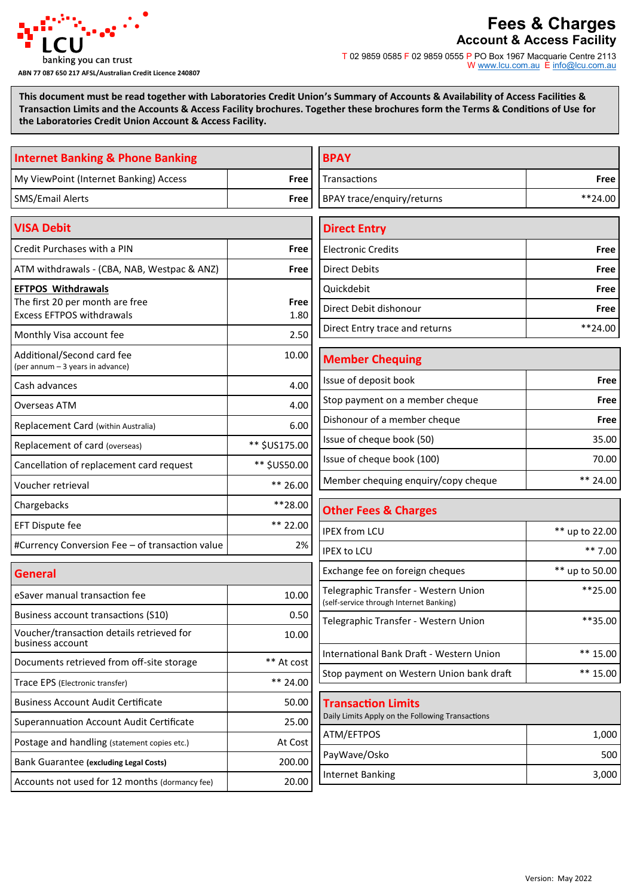LCU

banking you can trust

ABN 77 087 650 217 AFSL/Australian Credit Licence 240807

# Fees & Charges

## Account & Access Facility

T 02 9859 0585 F 02 9859 0555 P PO Box 1967 Macquarie Centre 2113
W www.lcu.com.au E info@lcu.com.au

**This document must be read together with Laboratories Credit Union's Summary of Accounts & Availability of Access Facilities & Transaction Limits and the Accounts & Access Facility brochures. Together these brochures form the Terms & Conditions of Use for the Laboratories Credit Union Account & Access Facility.**

| Internet Banking & Phone Banking | |
|---|---|
| My ViewPoint (Internet Banking) Access | **Free** |
| SMS/Email Alerts | **Free** |

| VISA Debit | |
|---|---|
| Credit Purchases with a PIN | **Free** |
| ATM withdrawals - (CBA, NAB, Westpac & ANZ) | **Free** |
| **EFTPOS Withdrawals**<br>The first 20 per month are free<br>Excess EFTPOS withdrawals | <br>**Free**<br>1.80 |
| Monthly Visa account fee | 2.50 |
| Additional/Second card fee (per annum – 3 years in advance) | 10.00 |
| Cash advances | 4.00 |
| Overseas ATM | 4.00 |
| Replacement Card (within Australia) | 6.00 |
| Replacement of card (overseas) | ** $US175.00 |
| Cancellation of replacement card request | ** $US50.00 |
| Voucher retrieval | ** 26.00 |
| Chargebacks | **28.00 |
| EFT Dispute fee | ** 22.00 |
| #Currency Conversion Fee – of transaction value | 2% |

| General | |
|---|---|
| eSaver manual transaction fee | 10.00 |
| Business account transactions (S10) | 0.50 |
| Voucher/transaction details retrieved for business account | 10.00 |
| Documents retrieved from off-site storage | ** At cost |
| Trace EPS (Electronic transfer) | ** 24.00 |
| Business Account Audit Certificate | 50.00 |
| Superannuation Account Audit Certificate | 25.00 |
| Postage and handling (statement copies etc.) | At Cost |
| Bank Guarantee **(excluding Legal Costs)** | 200.00 |
| Accounts not used for 12 months (dormancy fee) | 20.00 |

| BPAY | |
|---|---|
| Transactions | **Free** |
| BPAY trace/enquiry/returns | **24.00 |

| Direct Entry | |
|---|---|
| Electronic Credits | **Free** |
| Direct Debits | **Free** |
| Quickdebit | **Free** |
| Direct Debit dishonour | **Free** |
| Direct Entry trace and returns | **24.00 |

| Member Chequing | |
|---|---|
| Issue of deposit book | **Free** |
| Stop payment on a member cheque | **Free** |
| Dishonour of a member cheque | **Free** |
| Issue of cheque book (50) | 35.00 |
| Issue of cheque book (100) | 70.00 |
| Member chequing enquiry/copy cheque | ** 24.00 |

| Other Fees & Charges | |
|---|---|
| IPEX from LCU | ** up to 22.00 |
| IPEX to LCU | ** 7.00 |
| Exchange fee on foreign cheques | ** up to 50.00 |
| Telegraphic Transfer - Western Union (self-service through Internet Banking) | **25.00 |
| Telegraphic Transfer - Western Union | **35.00 |
| International Bank Draft - Western Union | ** 15.00 |
| Stop payment on Western Union bank draft | ** 15.00 |

| Transaction Limits<br>Daily Limits Apply on the Following Transactions | |
|---|---|
| ATM/EFTPOS | 1,000 |
| PayWave/Osko | 500 |
| Internet Banking | 3,000 |

Version: May 2022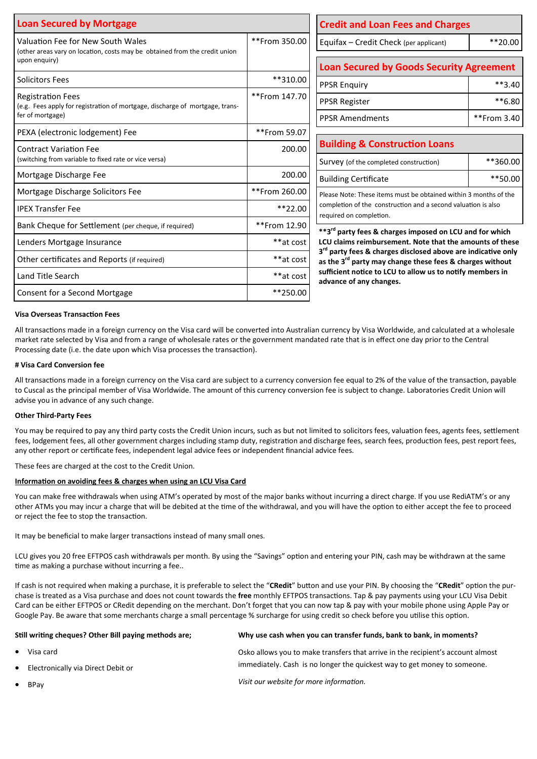| Loan Secured by Mortgage | |
|---|---|
| Valuation Fee for New South Wales (other areas vary on location, costs may be obtained from the credit union upon enquiry) | **From 350.00 |
| Solicitors Fees | **310.00 |
| Registration Fees (e.g. Fees apply for registration of mortgage, discharge of mortgage, transfer of mortgage) | **From 147.70 |
| PEXA (electronic lodgement) Fee | **From 59.07 |
| Contract Variation Fee (switching from variable to fixed rate or vice versa) | 200.00 |
| Mortgage Discharge Fee | 200.00 |
| Mortgage Discharge Solicitors Fee | **From 260.00 |
| IPEX Transfer Fee | **22.00 |
| Bank Cheque for Settlement (per cheque, if required) | **From 12.90 |
| Lenders Mortgage Insurance | **at cost |
| Other certificates and Reports (if required) | **at cost |
| Land Title Search | **at cost |
| Consent for a Second Mortgage | **250.00 |

| Credit and Loan Fees and Charges | |
|---|---|
| Equifax – Credit Check (per applicant) | **20.00 |

| Loan Secured by Goods Security Agreement | |
|---|---|
| PPSR Enquiry | **3.40 |
| PPSR Register | **6.80 |
| PPSR Amendments | **From 3.40 |

| Building & Construction Loans | |
|---|---|
| Survey (of the completed construction) | **360.00 |
| Building Certificate | **50.00 |

Please Note: These items must be obtained within 3 months of the completion of the construction and a second valuation is also required on completion.

****3rd party fees & charges imposed on LCU and for which LCU claims reimbursement. Note that the amounts of these 3rd party fees & charges disclosed above are indicative only as the 3rd party may change these fees & charges without sufficient notice to LCU to allow us to notify members in advance of any changes.**

**Visa Overseas Transaction Fees**

All transactions made in a foreign currency on the Visa card will be converted into Australian currency by Visa Worldwide, and calculated at a wholesale market rate selected by Visa and from a range of wholesale rates or the government mandated rate that is in effect one day prior to the Central Processing date (i.e. the date upon which Visa processes the transaction).

**# Visa Card Conversion fee**

All transactions made in a foreign currency on the Visa card are subject to a currency conversion fee equal to 2% of the value of the transaction, payable to Cuscal as the principal member of Visa Worldwide. The amount of this currency conversion fee is subject to change. Laboratories Credit Union will advise you in advance of any such change.

**Other Third-Party Fees**

You may be required to pay any third party costs the Credit Union incurs, such as but not limited to solicitors fees, valuation fees, agents fees, settlement fees, lodgement fees, all other government charges including stamp duty, registration and discharge fees, search fees, production fees, pest report fees, any other report or certificate fees, independent legal advice fees or independent financial advice fees.

These fees are charged at the cost to the Credit Union.

**Information on avoiding fees & charges when using an LCU Visa Card**

You can make free withdrawals when using ATM's operated by most of the major banks without incurring a direct charge. If you use RediATM's or any other ATMs you may incur a charge that will be debited at the time of the withdrawal, and you will have the option to either accept the fee to proceed or reject the fee to stop the transaction.

It may be beneficial to make larger transactions instead of many small ones.

LCU gives you 20 free EFTPOS cash withdrawals per month. By using the "Savings" option and entering your PIN, cash may be withdrawn at the same time as making a purchase without incurring a fee..

If cash is not required when making a purchase, it is preferable to select the "**CRedit**" button and use your PIN. By choosing the "**CRedit**" option the purchase is treated as a Visa purchase and does not count towards the **free** monthly EFTPOS transactions. Tap & pay payments using your LCU Visa Debit Card can be either EFTPOS or CRedit depending on the merchant. Don't forget that you can now tap & pay with your mobile phone using Apple Pay or Google Pay. Be aware that some merchants charge a small percentage % surcharge for using credit so check before you utilise this option.

**Still writing cheques? Other Bill paying methods are;**

- Visa card
- Electronically via Direct Debit or
- BPay

**Why use cash when you can transfer funds, bank to bank, in moments?**

Osko allows you to make transfers that arrive in the recipient's account almost immediately. Cash is no longer the quickest way to get money to someone.

*Visit our website for more information.*